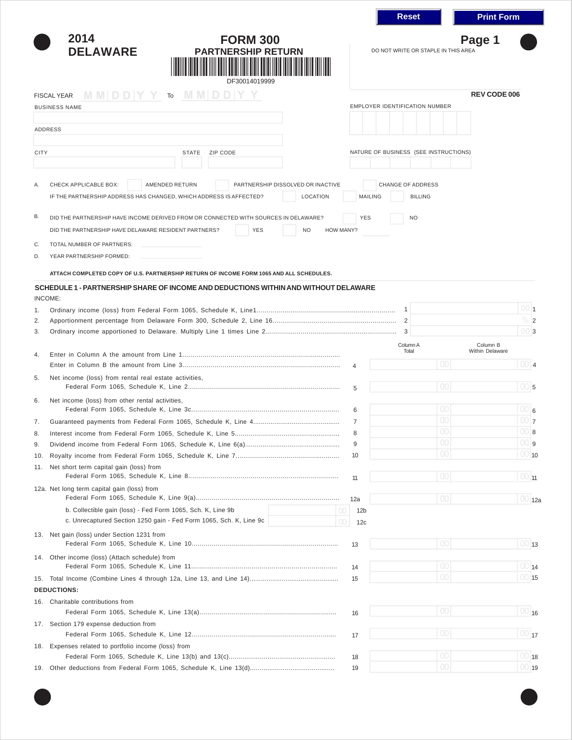# 2014 DELAWARE

## FORM 300
## PARTNERSHIP RETURN

DF30014019999

**Page 1**

DO NOT WRITE OR STAPLE IN THIS AREA

**REV CODE 006**

FISCAL YEAR MM DD YY To MM DD YY

BUSINESS NAME

EMPLOYER IDENTIFICATION NUMBER

ADDRESS

CITY | STATE | ZIP CODE

NATURE OF BUSINESS (SEE INSTRUCTIONS)

A. CHECK APPLICABLE BOX: ☐ AMENDED RETURN ☐ PARTNERSHIP DISSOLVED OR INACTIVE ☐ CHANGE OF ADDRESS

IF THE PARTNERSHIP ADDRESS HAS CHANGED, WHICH ADDRESS IS AFFECTED? ☐ LOCATION ☐ MAILING ☐ BILLING

B. DID THE PARTNERSHIP HAVE INCOME DERIVED FROM OR CONNECTED WITH SOURCES IN DELAWARE? ☐ YES ☐ NO

DID THE PARTNERSHIP HAVE DELAWARE RESIDENT PARTNERS? ☐ YES ☐ NO HOW MANY? ______

C. TOTAL NUMBER OF PARTNERS: ______

D. YEAR PARTNERSHIP FORMED: ______

**ATTACH COMPLETED COPY OF U.S. PARTNERSHIP RETURN OF INCOME FORM 1065 AND ALL SCHEDULES.**

### SCHEDULE 1 - PARTNERSHIP SHARE OF INCOME AND DEDUCTIONS WITHIN AND WITHOUT DELAWARE

INCOME:

| | | Line | Amount |
|---|---|---|---|
| 1. | Ordinary income (loss) from Federal Form 1065, Schedule K, Line1 | 1 | 00 |
| 2. | Apportionment percentage from Delaware Form 300, Schedule 2, Line 16 | 2 | % |
| 3. | Ordinary income apportioned to Delaware. Multiply Line 1 times Line 2 | 3 | 00 |

| | | Line | Column A Total | Column B Within Delaware |
|---|---|---|---|---|
| 4. | Enter in Column A the amount from Line 1<br>Enter in Column B the amount from Line 3 | 4 | 00 | 00 |
| 5. | Net income (loss) from rental real estate activities, Federal Form 1065, Schedule K, Line 2 | 5 | 00 | 00 |
| 6. | Net income (loss) from other rental activities, Federal Form 1065, Schedule K, Line 3c | 6 | 00 | 00 |
| 7. | Guaranteed payments from Federal Form 1065, Schedule K, Line 4 | 7 | 00 | 00 |
| 8. | Interest income from Federal Form 1065, Schedule K, Line 5 | 8 | 00 | 00 |
| 9. | Dividend income from Federal Form 1065, Schedule K, Line 6(a) | 9 | 00 | 00 |
| 10. | Royalty income from Federal Form 1065, Schedule K, Line 7 | 10 | 00 | 00 |
| 11. | Net short term capital gain (loss) from Federal Form 1065, Schedule K, Line 8 | 11 | 00 | 00 |
| 12a. | Net long term capital gain (loss) from Federal Form 1065, Schedule K, Line 9(a) | 12a | 00 | 00 |
| | b. Collectible gain (loss) - Fed Form 1065, Sch. K, Line 9b ______ 00 | 12b | | |
| | c. Unrecaptured Section 1250 gain - Fed Form 1065, Sch. K, Line 9c ______ 00 | 12c | | |
| 13. | Net gain (loss) under Section 1231 from Federal Form 1065, Schedule K, Line 10 | 13 | 00 | 00 |
| 14. | Other income (loss) (Attach schedule) from Federal Form 1065, Schedule K, Line 11 | 14 | 00 | 00 |
| 15. | Total Income (Combine Lines 4 through 12a, Line 13, and Line 14) | 15 | 00 | 00 |

**DEDUCTIONS:**

| | | Line | Column A Total | Column B Within Delaware |
|---|---|---|---|---|
| 16. | Charitable contributions from Federal Form 1065, Schedule K, Line 13(a) | 16 | 00 | 00 |
| 17. | Section 179 expense deduction from Federal Form 1065, Schedule K, Line 12 | 17 | 00 | 00 |
| 18. | Expenses related to portfolio income (loss) from Federal Form 1065, Schedule K, Line 13(b) and 13(c) | 18 | 00 | 00 |
| 19. | Other deductions from Federal Form 1065, Schedule K, Line 13(d) | 19 | 00 | 00 |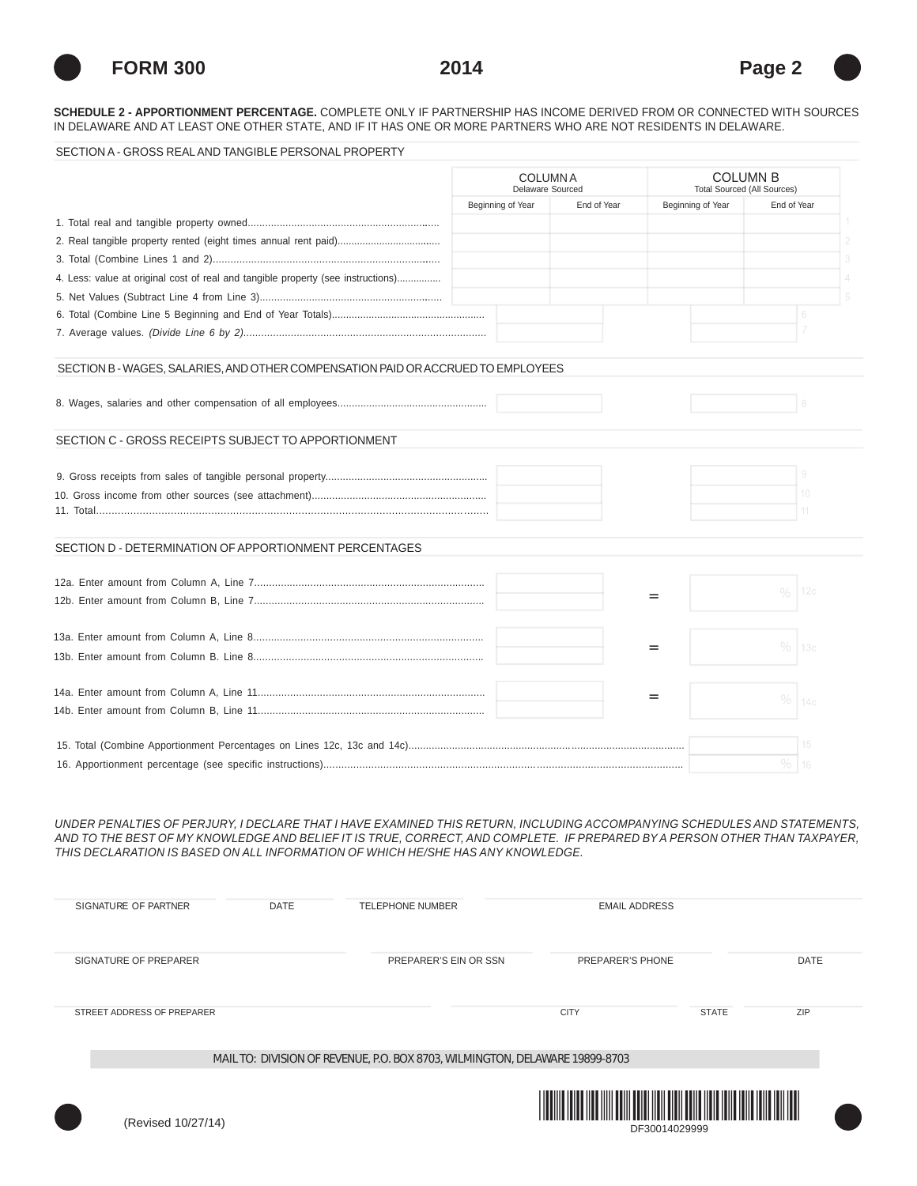# FORM 300 2014 Page 2

**SCHEDULE 2 - APPORTIONMENT PERCENTAGE.** COMPLETE ONLY IF PARTNERSHIP HAS INCOME DERIVED FROM OR CONNECTED WITH SOURCES IN DELAWARE AND AT LEAST ONE OTHER STATE, AND IF IT HAS ONE OR MORE PARTNERS WHO ARE NOT RESIDENTS IN DELAWARE.

## SECTION A - GROSS REAL AND TANGIBLE PERSONAL PROPERTY

| | COLUMN A Delaware Sourced | | COLUMN B Total Sourced (All Sources) | | |
|---|---|---|---|---|---|
| | Beginning of Year | End of Year | Beginning of Year | End of Year | |
| 1. Total real and tangible property owned | | | | | 1 |
| 2. Real tangible property rented (eight times annual rent paid) | | | | | 2 |
| 3. Total (Combine Lines 1 and 2) | | | | | 3 |
| 4. Less: value at original cost of real and tangible property (see instructions) | | | | | 4 |
| 5. Net Values (Subtract Line 4 from Line 3) | | | | | 5 |
| 6. Total (Combine Line 5 Beginning and End of Year Totals) | | | | | 6 |
| 7. Average values. *(Divide Line 6 by 2)* | | | | | 7 |

## SECTION B - WAGES, SALARIES, AND OTHER COMPENSATION PAID OR ACCRUED TO EMPLOYEES

| | Column A | Column B | |
|---|---|---|---|
| 8. Wages, salaries and other compensation of all employees | | | 8 |

## SECTION C - GROSS RECEIPTS SUBJECT TO APPORTIONMENT

| | Column A | Column B | |
|---|---|---|---|
| 9. Gross receipts from sales of tangible personal property | | | 9 |
| 10. Gross income from other sources (see attachment) | | | 10 |
| 11. Total | | | 11 |

## SECTION D - DETERMINATION OF APPORTIONMENT PERCENTAGES

| | | | | |
|---|---|---|---|---|
| 12a. Enter amount from Column A, Line 7 | | = | % | 12c |
| 12b. Enter amount from Column B, Line 7 | | | | |
| 13a. Enter amount from Column A, Line 8 | | = | % | 13c |
| 13b. Enter amount from Column B. Line 8 | | | | |
| 14a. Enter amount from Column A, Line 11 | | = | % | 14c |
| 14b. Enter amount from Column B, Line 11 | | | | |
| 15. Total (Combine Apportionment Percentages on Lines 12c, 13c and 14c) | | | | 15 |
| 16. Apportionment percentage (see specific instructions) | | | % | 16 |

*UNDER PENALTIES OF PERJURY, I DECLARE THAT I HAVE EXAMINED THIS RETURN, INCLUDING ACCOMPANYING SCHEDULES AND STATEMENTS, AND TO THE BEST OF MY KNOWLEDGE AND BELIEF IT IS TRUE, CORRECT, AND COMPLETE. IF PREPARED BY A PERSON OTHER THAN TAXPAYER, THIS DECLARATION IS BASED ON ALL INFORMATION OF WHICH HE/SHE HAS ANY KNOWLEDGE.*

SIGNATURE OF PARTNER | DATE | TELEPHONE NUMBER | EMAIL ADDRESS

SIGNATURE OF PREPARER | PREPARER'S EIN OR SSN | PREPARER'S PHONE | DATE

STREET ADDRESS OF PREPARER | CITY | STATE | ZIP

MAIL TO: DIVISION OF REVENUE, P.O. BOX 8703, WILMINGTON, DELAWARE 19899-8703

(Revised 10/27/14)

DF30014029999